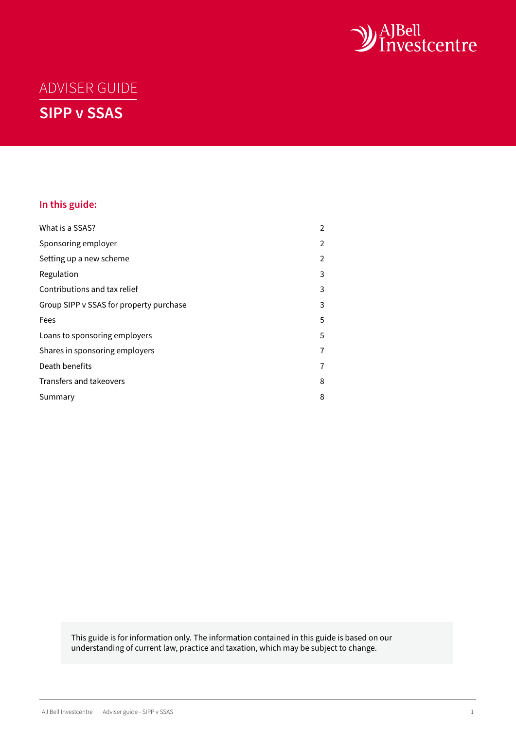AJBell Investcentre

ADVISER GUIDE

# SIPP v SSAS

## In this guide:

| | |
|---|---|
| What is a SSAS? | 2 |
| Sponsoring employer | 2 |
| Setting up a new scheme | 2 |
| Regulation | 3 |
| Contributions and tax relief | 3 |
| Group SIPP v SSAS for property purchase | 3 |
| Fees | 5 |
| Loans to sponsoring employers | 5 |
| Shares in sponsoring employers | 7 |
| Death benefits | 7 |
| Transfers and takeovers | 8 |
| Summary | 8 |

This guide is for information only. The information contained in this guide is based on our understanding of current law, practice and taxation, which may be subject to change.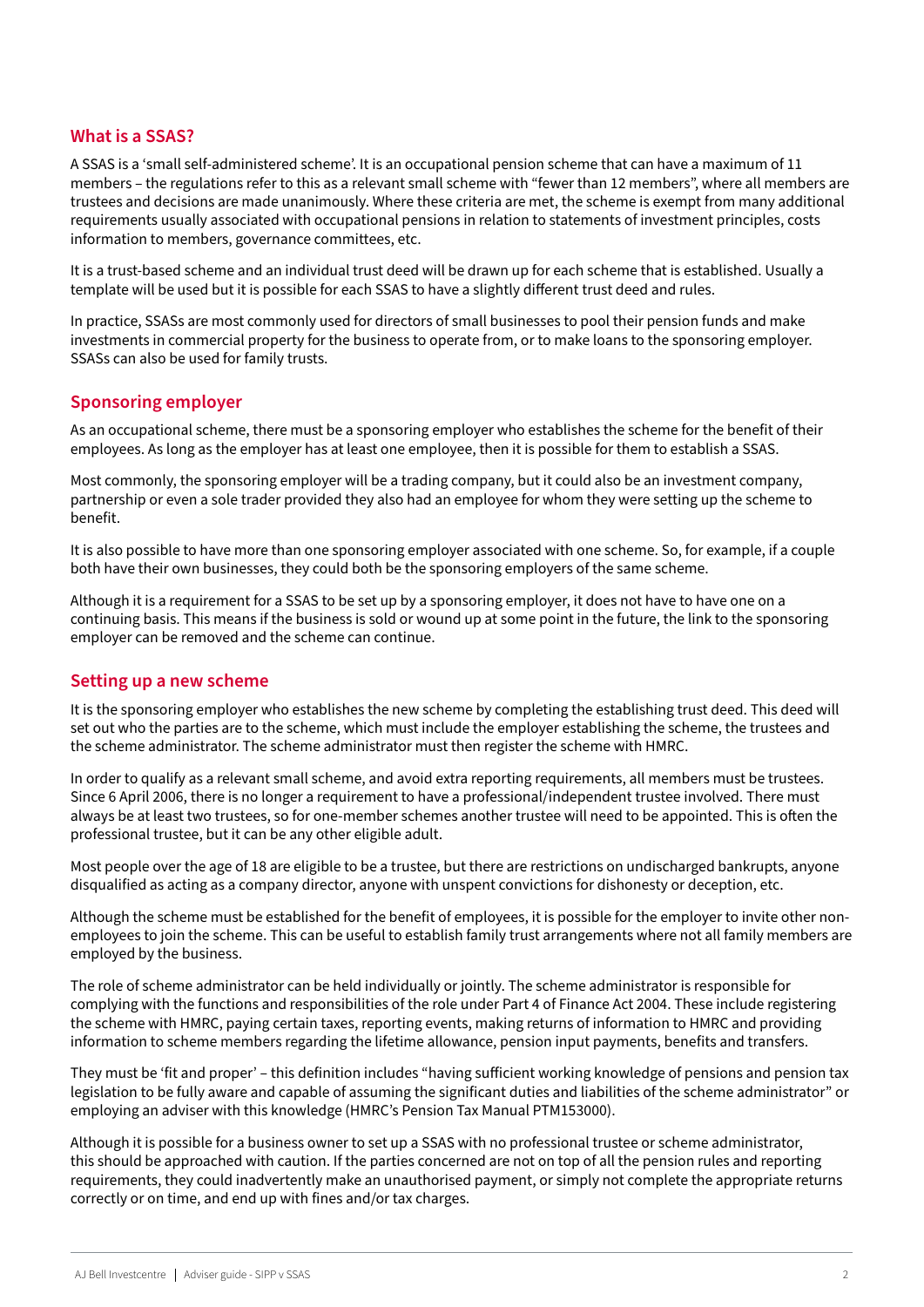## What is a SSAS?

A SSAS is a 'small self-administered scheme'. It is an occupational pension scheme that can have a maximum of 11 members – the regulations refer to this as a relevant small scheme with "fewer than 12 members", where all members are trustees and decisions are made unanimously. Where these criteria are met, the scheme is exempt from many additional requirements usually associated with occupational pensions in relation to statements of investment principles, costs information to members, governance committees, etc.

It is a trust-based scheme and an individual trust deed will be drawn up for each scheme that is established. Usually a template will be used but it is possible for each SSAS to have a slightly different trust deed and rules.

In practice, SSASs are most commonly used for directors of small businesses to pool their pension funds and make investments in commercial property for the business to operate from, or to make loans to the sponsoring employer. SSASs can also be used for family trusts.

## Sponsoring employer

As an occupational scheme, there must be a sponsoring employer who establishes the scheme for the benefit of their employees. As long as the employer has at least one employee, then it is possible for them to establish a SSAS.

Most commonly, the sponsoring employer will be a trading company, but it could also be an investment company, partnership or even a sole trader provided they also had an employee for whom they were setting up the scheme to benefit.

It is also possible to have more than one sponsoring employer associated with one scheme. So, for example, if a couple both have their own businesses, they could both be the sponsoring employers of the same scheme.

Although it is a requirement for a SSAS to be set up by a sponsoring employer, it does not have to have one on a continuing basis. This means if the business is sold or wound up at some point in the future, the link to the sponsoring employer can be removed and the scheme can continue.

## Setting up a new scheme

It is the sponsoring employer who establishes the new scheme by completing the establishing trust deed. This deed will set out who the parties are to the scheme, which must include the employer establishing the scheme, the trustees and the scheme administrator. The scheme administrator must then register the scheme with HMRC.

In order to qualify as a relevant small scheme, and avoid extra reporting requirements, all members must be trustees. Since 6 April 2006, there is no longer a requirement to have a professional/independent trustee involved. There must always be at least two trustees, so for one-member schemes another trustee will need to be appointed. This is often the professional trustee, but it can be any other eligible adult.

Most people over the age of 18 are eligible to be a trustee, but there are restrictions on undischarged bankrupts, anyone disqualified as acting as a company director, anyone with unspent convictions for dishonesty or deception, etc.

Although the scheme must be established for the benefit of employees, it is possible for the employer to invite other non-employees to join the scheme. This can be useful to establish family trust arrangements where not all family members are employed by the business.

The role of scheme administrator can be held individually or jointly. The scheme administrator is responsible for complying with the functions and responsibilities of the role under Part 4 of Finance Act 2004. These include registering the scheme with HMRC, paying certain taxes, reporting events, making returns of information to HMRC and providing information to scheme members regarding the lifetime allowance, pension input payments, benefits and transfers.

They must be 'fit and proper' – this definition includes "having sufficient working knowledge of pensions and pension tax legislation to be fully aware and capable of assuming the significant duties and liabilities of the scheme administrator" or employing an adviser with this knowledge (HMRC's Pension Tax Manual PTM153000).

Although it is possible for a business owner to set up a SSAS with no professional trustee or scheme administrator, this should be approached with caution. If the parties concerned are not on top of all the pension rules and reporting requirements, they could inadvertently make an unauthorised payment, or simply not complete the appropriate returns correctly or on time, and end up with fines and/or tax charges.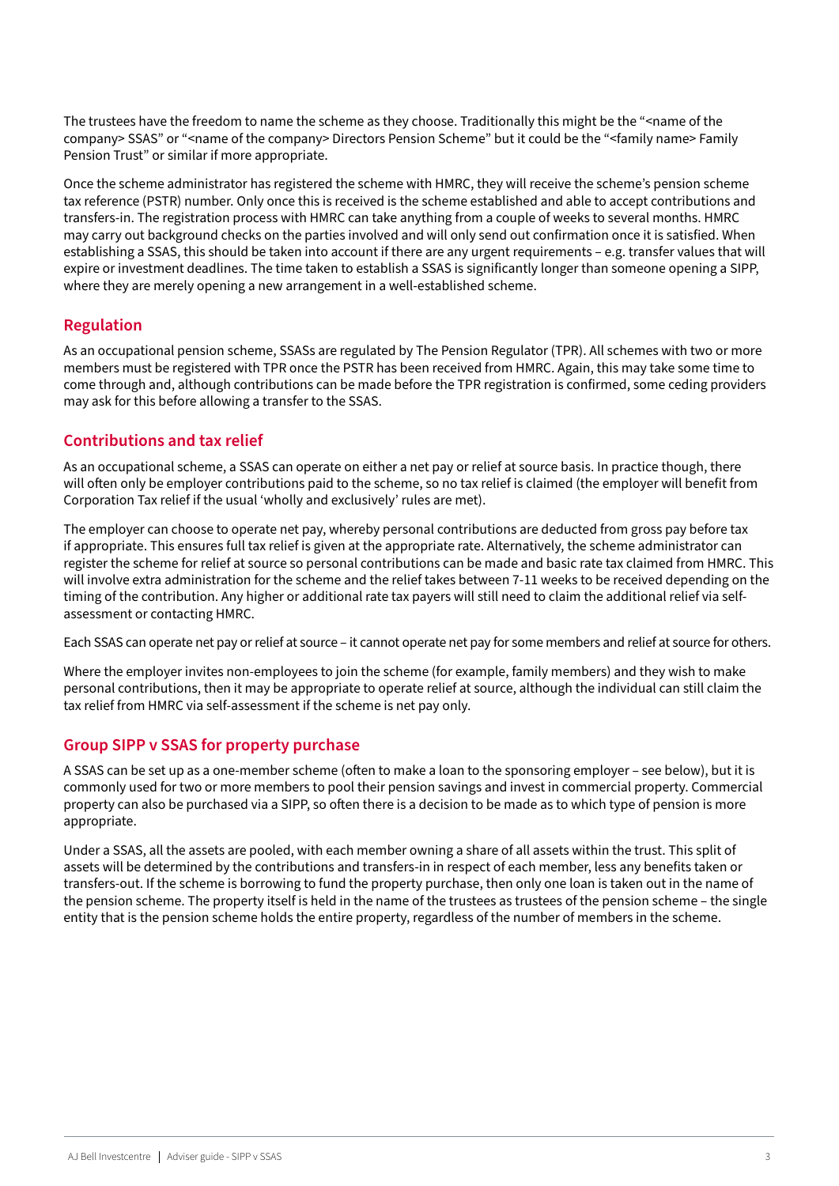The trustees have the freedom to name the scheme as they choose. Traditionally this might be the "<name of the company> SSAS" or "<name of the company> Directors Pension Scheme" but it could be the "<family name> Family Pension Trust" or similar if more appropriate.

Once the scheme administrator has registered the scheme with HMRC, they will receive the scheme's pension scheme tax reference (PSTR) number. Only once this is received is the scheme established and able to accept contributions and transfers-in. The registration process with HMRC can take anything from a couple of weeks to several months. HMRC may carry out background checks on the parties involved and will only send out confirmation once it is satisfied. When establishing a SSAS, this should be taken into account if there are any urgent requirements – e.g. transfer values that will expire or investment deadlines. The time taken to establish a SSAS is significantly longer than someone opening a SIPP, where they are merely opening a new arrangement in a well-established scheme.

## Regulation

As an occupational pension scheme, SSASs are regulated by The Pension Regulator (TPR). All schemes with two or more members must be registered with TPR once the PSTR has been received from HMRC. Again, this may take some time to come through and, although contributions can be made before the TPR registration is confirmed, some ceding providers may ask for this before allowing a transfer to the SSAS.

## Contributions and tax relief

As an occupational scheme, a SSAS can operate on either a net pay or relief at source basis. In practice though, there will often only be employer contributions paid to the scheme, so no tax relief is claimed (the employer will benefit from Corporation Tax relief if the usual 'wholly and exclusively' rules are met).

The employer can choose to operate net pay, whereby personal contributions are deducted from gross pay before tax if appropriate. This ensures full tax relief is given at the appropriate rate. Alternatively, the scheme administrator can register the scheme for relief at source so personal contributions can be made and basic rate tax claimed from HMRC. This will involve extra administration for the scheme and the relief takes between 7-11 weeks to be received depending on the timing of the contribution. Any higher or additional rate tax payers will still need to claim the additional relief via self-assessment or contacting HMRC.

Each SSAS can operate net pay or relief at source – it cannot operate net pay for some members and relief at source for others.

Where the employer invites non-employees to join the scheme (for example, family members) and they wish to make personal contributions, then it may be appropriate to operate relief at source, although the individual can still claim the tax relief from HMRC via self-assessment if the scheme is net pay only.

## Group SIPP v SSAS for property purchase

A SSAS can be set up as a one-member scheme (often to make a loan to the sponsoring employer – see below), but it is commonly used for two or more members to pool their pension savings and invest in commercial property. Commercial property can also be purchased via a SIPP, so often there is a decision to be made as to which type of pension is more appropriate.

Under a SSAS, all the assets are pooled, with each member owning a share of all assets within the trust. This split of assets will be determined by the contributions and transfers-in in respect of each member, less any benefits taken or transfers-out. If the scheme is borrowing to fund the property purchase, then only one loan is taken out in the name of the pension scheme. The property itself is held in the name of the trustees as trustees of the pension scheme – the single entity that is the pension scheme holds the entire property, regardless of the number of members in the scheme.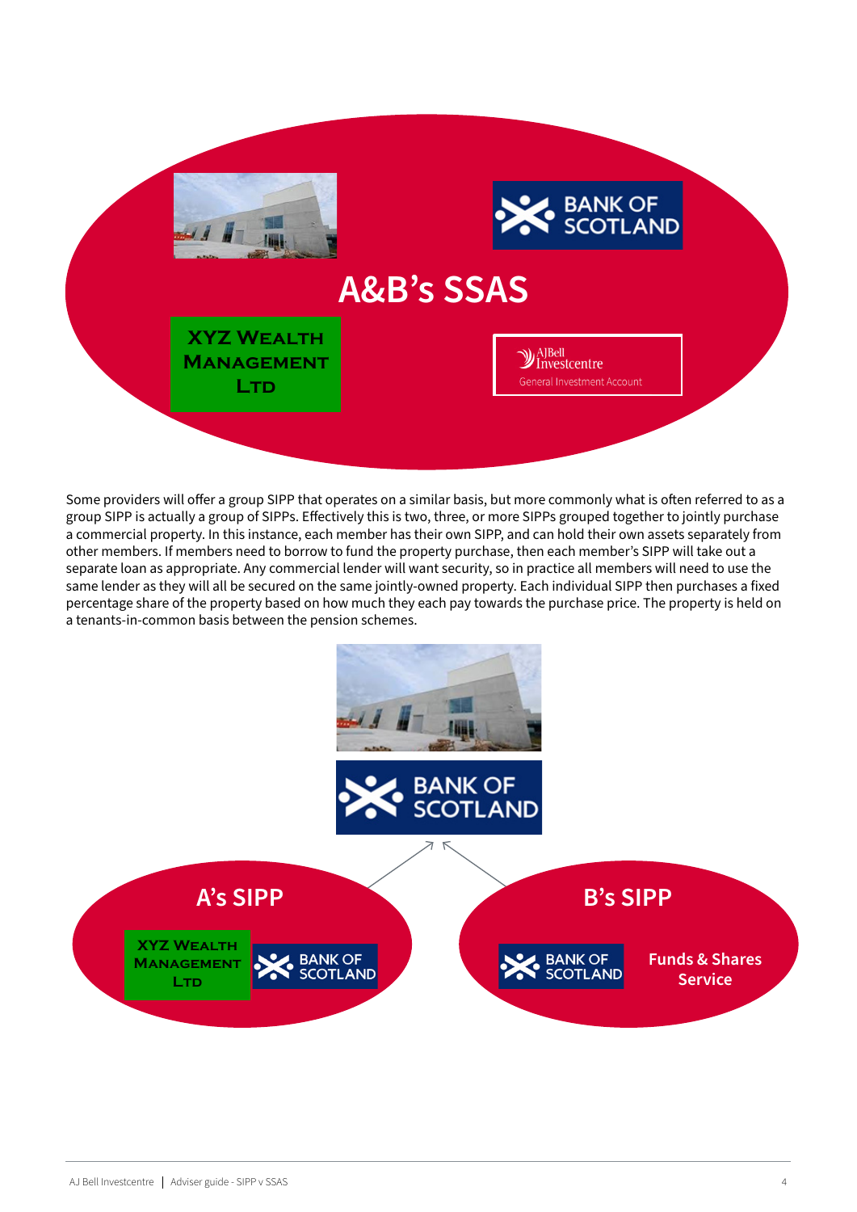A&B's SSAS

XYZ Wealth Management Ltd

AJ Bell Investcentre General Investment Account

Some providers will offer a group SIPP that operates on a similar basis, but more commonly what is often referred to as a group SIPP is actually a group of SIPPs. Effectively this is two, three, or more SIPPs grouped together to jointly purchase a commercial property. In this instance, each member has their own SIPP, and can hold their own assets separately from other members. If members need to borrow to fund the property purchase, then each member's SIPP will take out a separate loan as appropriate. Any commercial lender will want security, so in practice all members will need to use the same lender as they will all be secured on the same jointly-owned property. Each individual SIPP then purchases a fixed percentage share of the property based on how much they each pay towards the purchase price. The property is held on a tenants-in-common basis between the pension schemes.

A's SIPP

XYZ Wealth Management Ltd

B's SIPP

Funds & Shares Service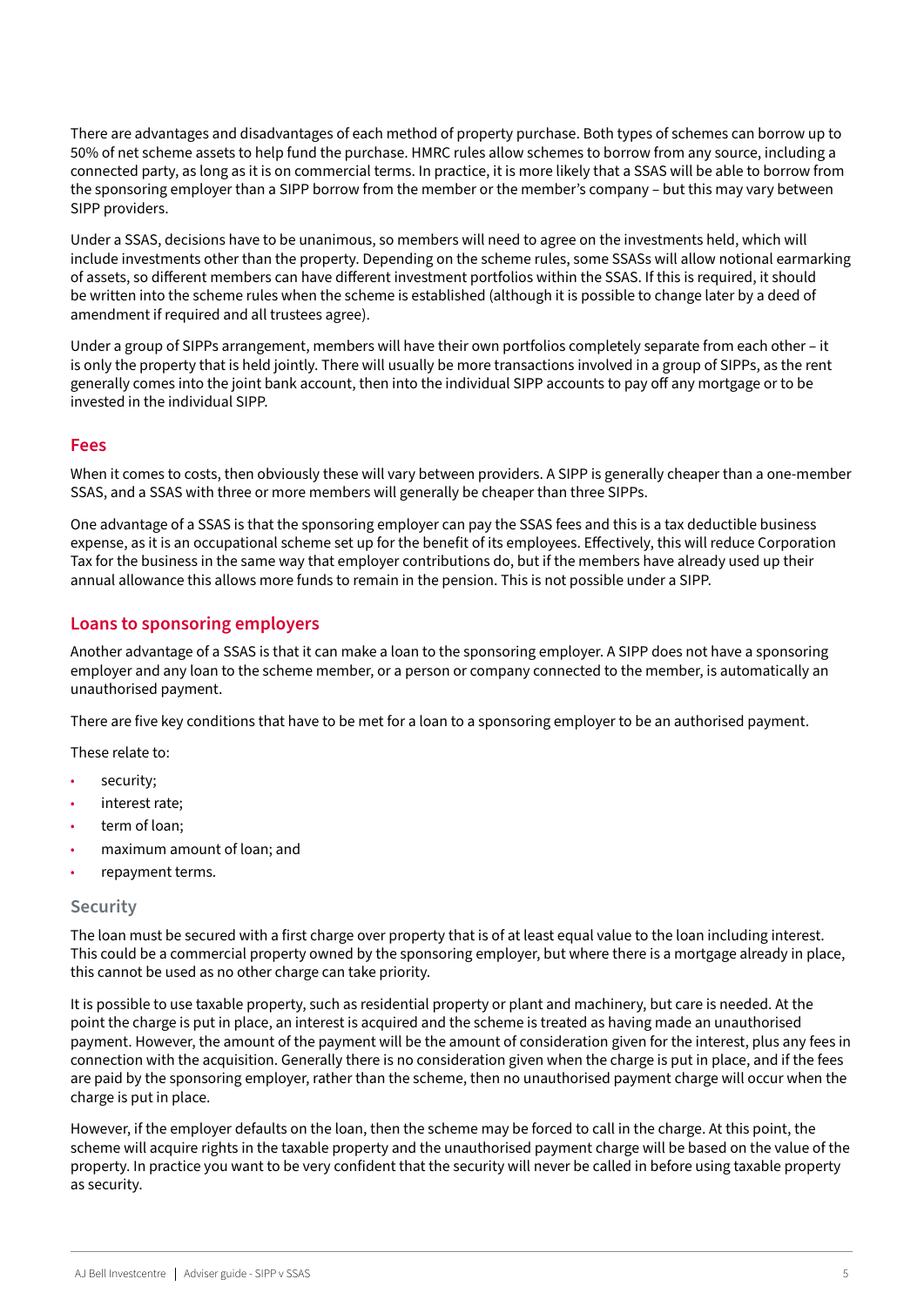There are advantages and disadvantages of each method of property purchase. Both types of schemes can borrow up to 50% of net scheme assets to help fund the purchase. HMRC rules allow schemes to borrow from any source, including a connected party, as long as it is on commercial terms. In practice, it is more likely that a SSAS will be able to borrow from the sponsoring employer than a SIPP borrow from the member or the member's company – but this may vary between SIPP providers.

Under a SSAS, decisions have to be unanimous, so members will need to agree on the investments held, which will include investments other than the property. Depending on the scheme rules, some SSASs will allow notional earmarking of assets, so different members can have different investment portfolios within the SSAS. If this is required, it should be written into the scheme rules when the scheme is established (although it is possible to change later by a deed of amendment if required and all trustees agree).

Under a group of SIPPs arrangement, members will have their own portfolios completely separate from each other – it is only the property that is held jointly. There will usually be more transactions involved in a group of SIPPs, as the rent generally comes into the joint bank account, then into the individual SIPP accounts to pay off any mortgage or to be invested in the individual SIPP.

## Fees

When it comes to costs, then obviously these will vary between providers. A SIPP is generally cheaper than a one-member SSAS, and a SSAS with three or more members will generally be cheaper than three SIPPs.

One advantage of a SSAS is that the sponsoring employer can pay the SSAS fees and this is a tax deductible business expense, as it is an occupational scheme set up for the benefit of its employees. Effectively, this will reduce Corporation Tax for the business in the same way that employer contributions do, but if the members have already used up their annual allowance this allows more funds to remain in the pension. This is not possible under a SIPP.

## Loans to sponsoring employers

Another advantage of a SSAS is that it can make a loan to the sponsoring employer. A SIPP does not have a sponsoring employer and any loan to the scheme member, or a person or company connected to the member, is automatically an unauthorised payment.

There are five key conditions that have to be met for a loan to a sponsoring employer to be an authorised payment.

These relate to:

- security;
- interest rate;
- term of loan;
- maximum amount of loan; and
- repayment terms.

### Security

The loan must be secured with a first charge over property that is of at least equal value to the loan including interest. This could be a commercial property owned by the sponsoring employer, but where there is a mortgage already in place, this cannot be used as no other charge can take priority.

It is possible to use taxable property, such as residential property or plant and machinery, but care is needed. At the point the charge is put in place, an interest is acquired and the scheme is treated as having made an unauthorised payment. However, the amount of the payment will be the amount of consideration given for the interest, plus any fees in connection with the acquisition. Generally there is no consideration given when the charge is put in place, and if the fees are paid by the sponsoring employer, rather than the scheme, then no unauthorised payment charge will occur when the charge is put in place.

However, if the employer defaults on the loan, then the scheme may be forced to call in the charge. At this point, the scheme will acquire rights in the taxable property and the unauthorised payment charge will be based on the value of the property. In practice you want to be very confident that the security will never be called in before using taxable property as security.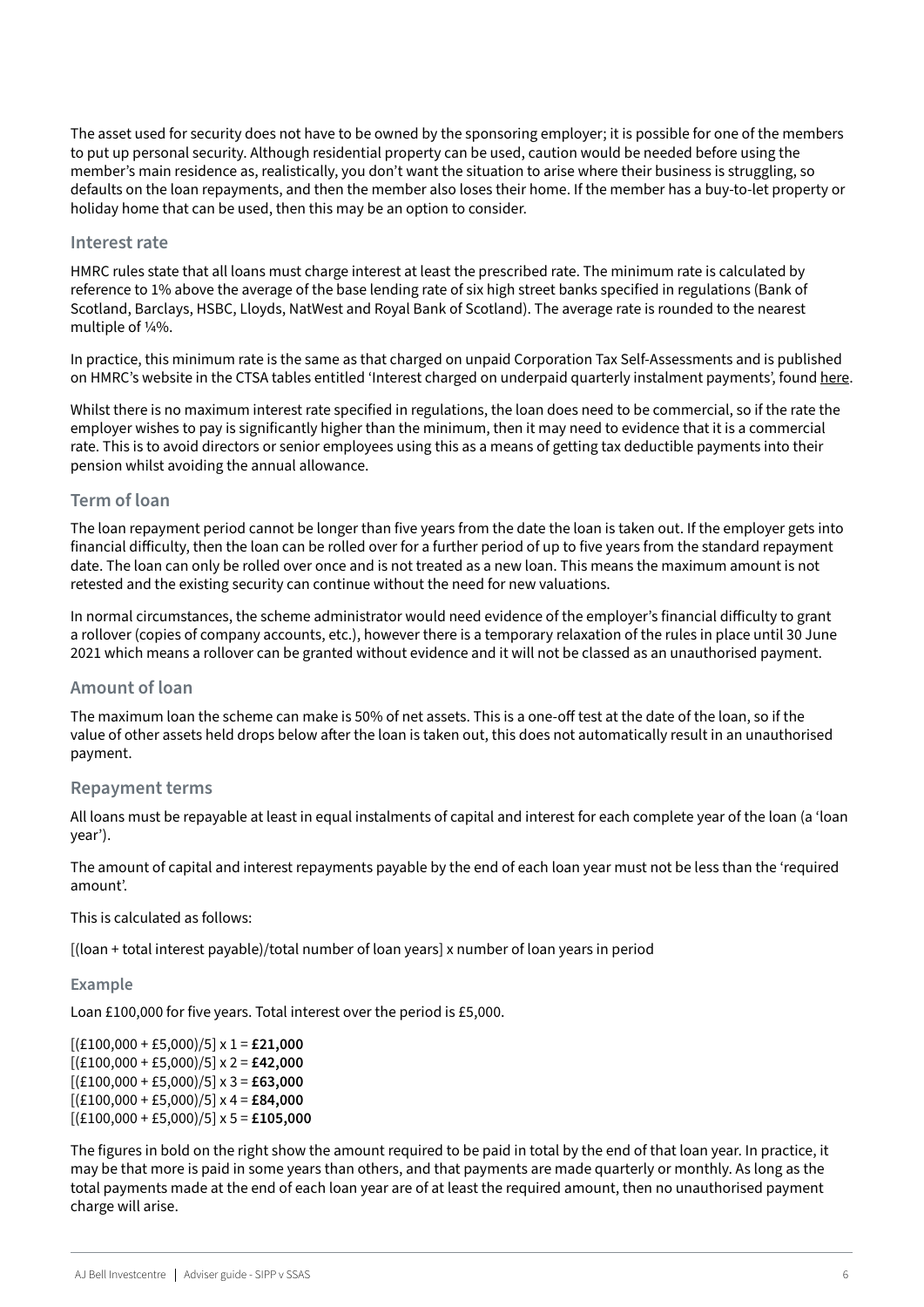The asset used for security does not have to be owned by the sponsoring employer; it is possible for one of the members to put up personal security. Although residential property can be used, caution would be needed before using the member's main residence as, realistically, you don't want the situation to arise where their business is struggling, so defaults on the loan repayments, and then the member also loses their home. If the member has a buy-to-let property or holiday home that can be used, then this may be an option to consider.

### Interest rate

HMRC rules state that all loans must charge interest at least the prescribed rate. The minimum rate is calculated by reference to 1% above the average of the base lending rate of six high street banks specified in regulations (Bank of Scotland, Barclays, HSBC, Lloyds, NatWest and Royal Bank of Scotland). The average rate is rounded to the nearest multiple of ¼%.

In practice, this minimum rate is the same as that charged on unpaid Corporation Tax Self-Assessments and is published on HMRC's website in the CTSA tables entitled 'Interest charged on underpaid quarterly instalment payments', found here.

Whilst there is no maximum interest rate specified in regulations, the loan does need to be commercial, so if the rate the employer wishes to pay is significantly higher than the minimum, then it may need to evidence that it is a commercial rate. This is to avoid directors or senior employees using this as a means of getting tax deductible payments into their pension whilst avoiding the annual allowance.

### Term of loan

The loan repayment period cannot be longer than five years from the date the loan is taken out. If the employer gets into financial difficulty, then the loan can be rolled over for a further period of up to five years from the standard repayment date. The loan can only be rolled over once and is not treated as a new loan. This means the maximum amount is not retested and the existing security can continue without the need for new valuations.

In normal circumstances, the scheme administrator would need evidence of the employer's financial difficulty to grant a rollover (copies of company accounts, etc.), however there is a temporary relaxation of the rules in place until 30 June 2021 which means a rollover can be granted without evidence and it will not be classed as an unauthorised payment.

### Amount of loan

The maximum loan the scheme can make is 50% of net assets. This is a one-off test at the date of the loan, so if the value of other assets held drops below after the loan is taken out, this does not automatically result in an unauthorised payment.

### Repayment terms

All loans must be repayable at least in equal instalments of capital and interest for each complete year of the loan (a 'loan year').

The amount of capital and interest repayments payable by the end of each loan year must not be less than the 'required amount'.

This is calculated as follows:

[(loan + total interest payable)/total number of loan years] x number of loan years in period

#### Example

Loan £100,000 for five years. Total interest over the period is £5,000.

[(£100,000 + £5,000)/5] x 1 = **£21,000**
[(£100,000 + £5,000)/5] x 2 = **£42,000**
[(£100,000 + £5,000)/5] x 3 = **£63,000**
[(£100,000 + £5,000)/5] x 4 = **£84,000**
[(£100,000 + £5,000)/5] x 5 = **£105,000**

The figures in bold on the right show the amount required to be paid in total by the end of that loan year. In practice, it may be that more is paid in some years than others, and that payments are made quarterly or monthly. As long as the total payments made at the end of each loan year are of at least the required amount, then no unauthorised payment charge will arise.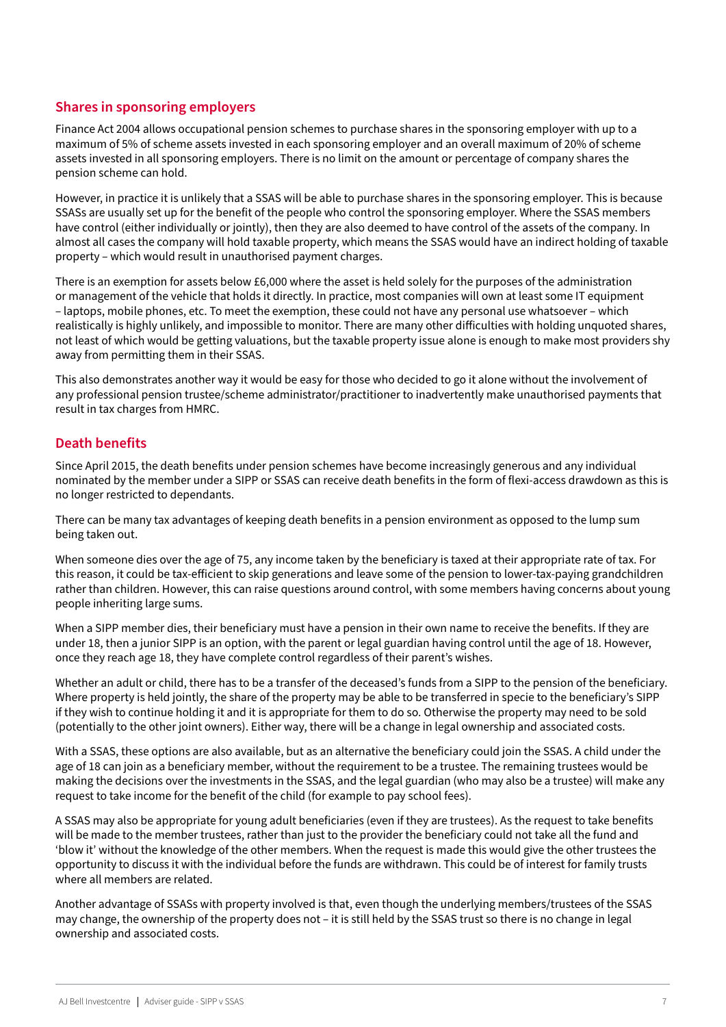## Shares in sponsoring employers

Finance Act 2004 allows occupational pension schemes to purchase shares in the sponsoring employer with up to a maximum of 5% of scheme assets invested in each sponsoring employer and an overall maximum of 20% of scheme assets invested in all sponsoring employers. There is no limit on the amount or percentage of company shares the pension scheme can hold.

However, in practice it is unlikely that a SSAS will be able to purchase shares in the sponsoring employer. This is because SSASs are usually set up for the benefit of the people who control the sponsoring employer. Where the SSAS members have control (either individually or jointly), then they are also deemed to have control of the assets of the company. In almost all cases the company will hold taxable property, which means the SSAS would have an indirect holding of taxable property – which would result in unauthorised payment charges.

There is an exemption for assets below £6,000 where the asset is held solely for the purposes of the administration or management of the vehicle that holds it directly. In practice, most companies will own at least some IT equipment – laptops, mobile phones, etc. To meet the exemption, these could not have any personal use whatsoever – which realistically is highly unlikely, and impossible to monitor. There are many other difficulties with holding unquoted shares, not least of which would be getting valuations, but the taxable property issue alone is enough to make most providers shy away from permitting them in their SSAS.

This also demonstrates another way it would be easy for those who decided to go it alone without the involvement of any professional pension trustee/scheme administrator/practitioner to inadvertently make unauthorised payments that result in tax charges from HMRC.

## Death benefits

Since April 2015, the death benefits under pension schemes have become increasingly generous and any individual nominated by the member under a SIPP or SSAS can receive death benefits in the form of flexi-access drawdown as this is no longer restricted to dependants.

There can be many tax advantages of keeping death benefits in a pension environment as opposed to the lump sum being taken out.

When someone dies over the age of 75, any income taken by the beneficiary is taxed at their appropriate rate of tax. For this reason, it could be tax-efficient to skip generations and leave some of the pension to lower-tax-paying grandchildren rather than children. However, this can raise questions around control, with some members having concerns about young people inheriting large sums.

When a SIPP member dies, their beneficiary must have a pension in their own name to receive the benefits. If they are under 18, then a junior SIPP is an option, with the parent or legal guardian having control until the age of 18. However, once they reach age 18, they have complete control regardless of their parent's wishes.

Whether an adult or child, there has to be a transfer of the deceased's funds from a SIPP to the pension of the beneficiary. Where property is held jointly, the share of the property may be able to be transferred in specie to the beneficiary's SIPP if they wish to continue holding it and it is appropriate for them to do so. Otherwise the property may need to be sold (potentially to the other joint owners). Either way, there will be a change in legal ownership and associated costs.

With a SSAS, these options are also available, but as an alternative the beneficiary could join the SSAS. A child under the age of 18 can join as a beneficiary member, without the requirement to be a trustee. The remaining trustees would be making the decisions over the investments in the SSAS, and the legal guardian (who may also be a trustee) will make any request to take income for the benefit of the child (for example to pay school fees).

A SSAS may also be appropriate for young adult beneficiaries (even if they are trustees). As the request to take benefits will be made to the member trustees, rather than just to the provider the beneficiary could not take all the fund and 'blow it' without the knowledge of the other members. When the request is made this would give the other trustees the opportunity to discuss it with the individual before the funds are withdrawn. This could be of interest for family trusts where all members are related.

Another advantage of SSASs with property involved is that, even though the underlying members/trustees of the SSAS may change, the ownership of the property does not – it is still held by the SSAS trust so there is no change in legal ownership and associated costs.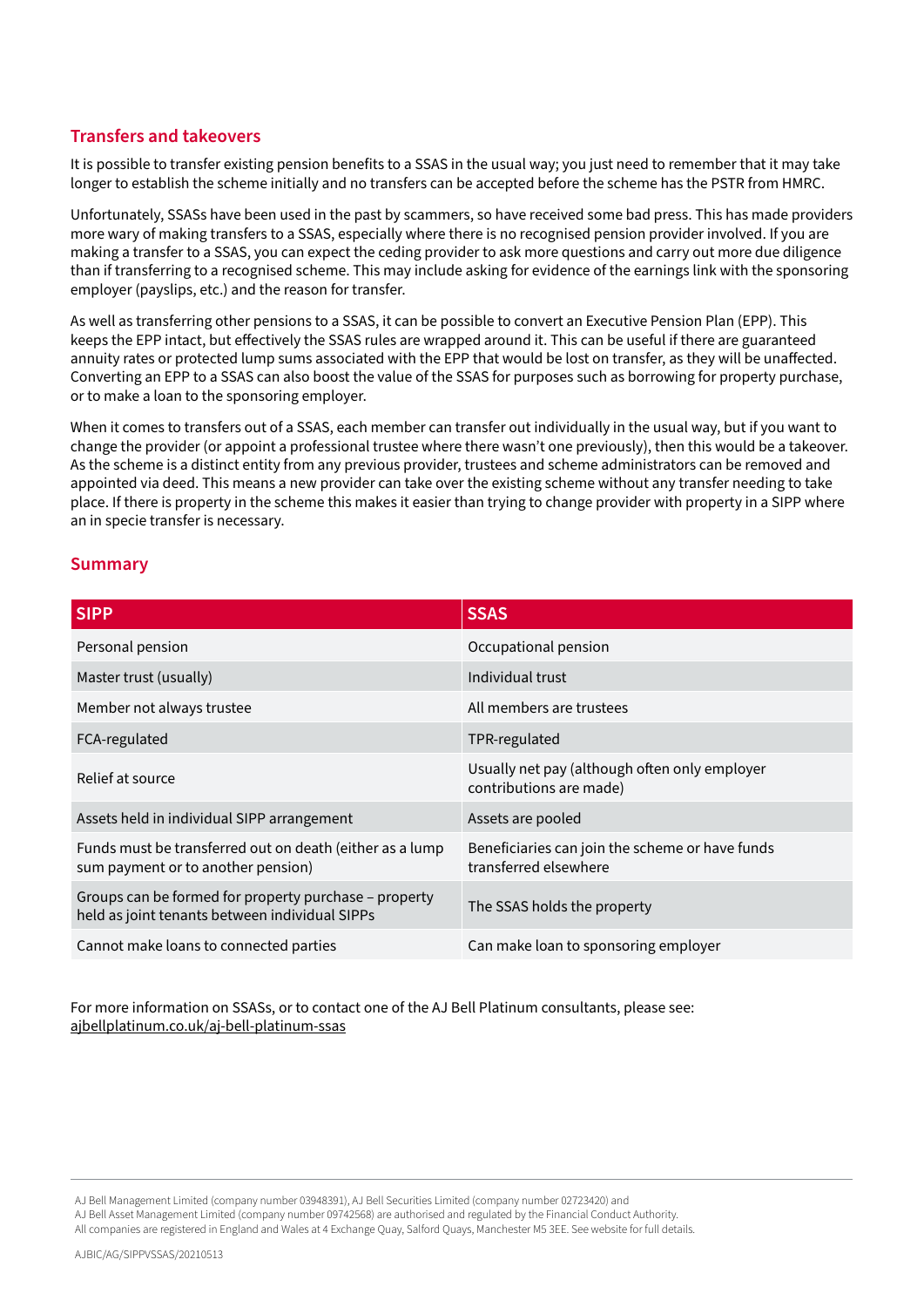## Transfers and takeovers

It is possible to transfer existing pension benefits to a SSAS in the usual way; you just need to remember that it may take longer to establish the scheme initially and no transfers can be accepted before the scheme has the PSTR from HMRC.

Unfortunately, SSASs have been used in the past by scammers, so have received some bad press. This has made providers more wary of making transfers to a SSAS, especially where there is no recognised pension provider involved. If you are making a transfer to a SSAS, you can expect the ceding provider to ask more questions and carry out more due diligence than if transferring to a recognised scheme. This may include asking for evidence of the earnings link with the sponsoring employer (payslips, etc.) and the reason for transfer.

As well as transferring other pensions to a SSAS, it can be possible to convert an Executive Pension Plan (EPP). This keeps the EPP intact, but effectively the SSAS rules are wrapped around it. This can be useful if there are guaranteed annuity rates or protected lump sums associated with the EPP that would be lost on transfer, as they will be unaffected. Converting an EPP to a SSAS can also boost the value of the SSAS for purposes such as borrowing for property purchase, or to make a loan to the sponsoring employer.

When it comes to transfers out of a SSAS, each member can transfer out individually in the usual way, but if you want to change the provider (or appoint a professional trustee where there wasn't one previously), then this would be a takeover. As the scheme is a distinct entity from any previous provider, trustees and scheme administrators can be removed and appointed via deed. This means a new provider can take over the existing scheme without any transfer needing to take place. If there is property in the scheme this makes it easier than trying to change provider with property in a SIPP where an in specie transfer is necessary.

## Summary

| SIPP | SSAS |
|---|---|
| Personal pension | Occupational pension |
| Master trust (usually) | Individual trust |
| Member not always trustee | All members are trustees |
| FCA-regulated | TPR-regulated |
| Relief at source | Usually net pay (although often only employer contributions are made) |
| Assets held in individual SIPP arrangement | Assets are pooled |
| Funds must be transferred out on death (either as a lump sum payment or to another pension) | Beneficiaries can join the scheme or have funds transferred elsewhere |
| Groups can be formed for property purchase – property held as joint tenants between individual SIPPs | The SSAS holds the property |
| Cannot make loans to connected parties | Can make loan to sponsoring employer |

For more information on SSASs, or to contact one of the AJ Bell Platinum consultants, please see: ajbellplatinum.co.uk/aj-bell-platinum-ssas

AJ Bell Management Limited (company number 03948391), AJ Bell Securities Limited (company number 02723420) and AJ Bell Asset Management Limited (company number 09742568) are authorised and regulated by the Financial Conduct Authority. All companies are registered in England and Wales at 4 Exchange Quay, Salford Quays, Manchester M5 3EE. See website for full details.

AJBIC/AG/SIPPVSSAS/20210513